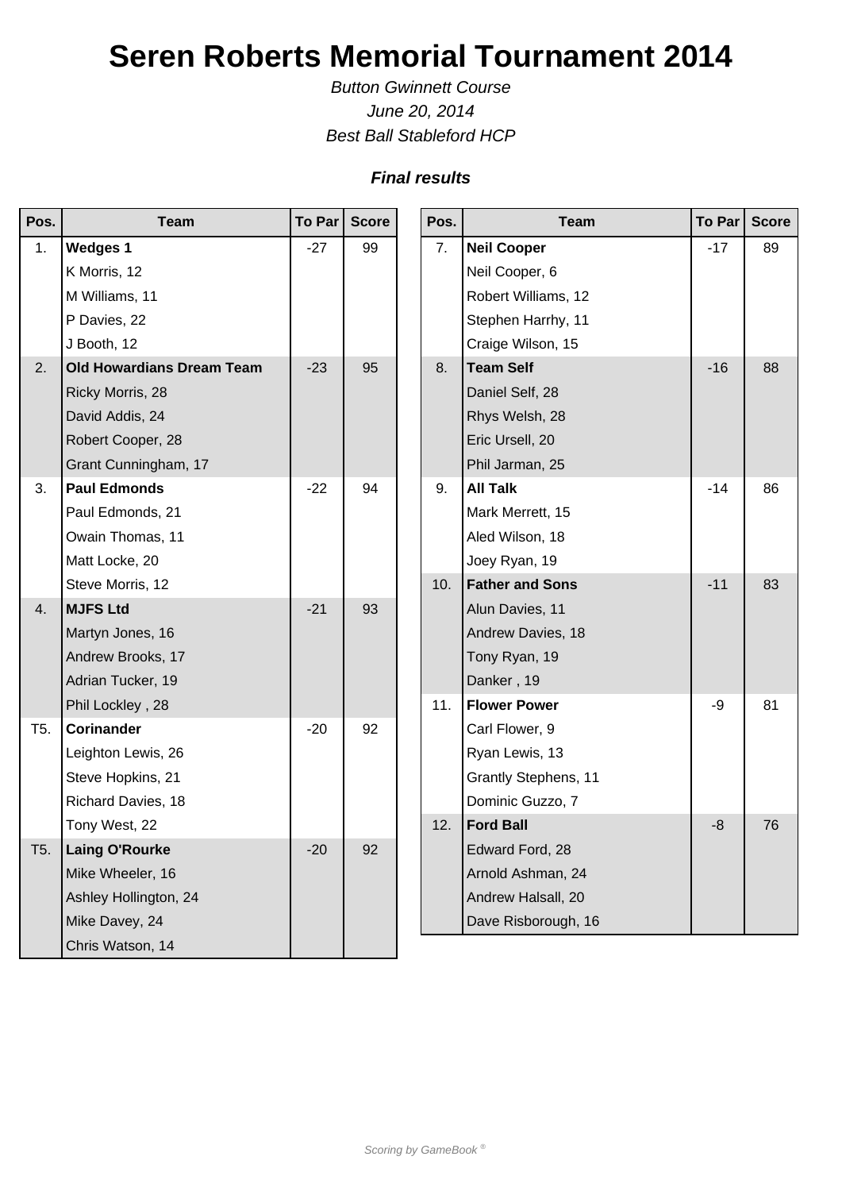# Seren Roberts Memorial Tournament 2014

*Button Gwinnett Course*
*June 20, 2014*
*Best Ball Stableford HCP*

***Final results***

| Pos. | Team | To Par | Score |
|---|---|---|---|
| 1. | **Wedges 1** | -27 | 99 |
| | K Morris, 12 | | |
| | M Williams, 11 | | |
| | P Davies, 22 | | |
| | J Booth, 12 | | |
| 2. | **Old Howardians Dream Team** | -23 | 95 |
| | Ricky Morris, 28 | | |
| | David Addis, 24 | | |
| | Robert Cooper, 28 | | |
| | Grant Cunningham, 17 | | |
| 3. | **Paul Edmonds** | -22 | 94 |
| | Paul Edmonds, 21 | | |
| | Owain Thomas, 11 | | |
| | Matt Locke, 20 | | |
| | Steve Morris, 12 | | |
| 4. | **MJFS Ltd** | -21 | 93 |
| | Martyn Jones, 16 | | |
| | Andrew Brooks, 17 | | |
| | Adrian Tucker, 19 | | |
| | Phil Lockley , 28 | | |
| T5. | **Corinander** | -20 | 92 |
| | Leighton Lewis, 26 | | |
| | Steve Hopkins, 21 | | |
| | Richard Davies, 18 | | |
| | Tony West, 22 | | |
| T5. | **Laing O'Rourke** | -20 | 92 |
| | Mike Wheeler, 16 | | |
| | Ashley Hollington, 24 | | |
| | Mike Davey, 24 | | |
| | Chris Watson, 14 | | |
| 7. | **Neil Cooper** | -17 | 89 |
| | Neil Cooper, 6 | | |
| | Robert Williams, 12 | | |
| | Stephen Harrhy, 11 | | |
| | Craige Wilson, 15 | | |
| 8. | **Team Self** | -16 | 88 |
| | Daniel Self, 28 | | |
| | Rhys Welsh, 28 | | |
| | Eric Ursell, 20 | | |
| | Phil Jarman, 25 | | |
| 9. | **All Talk** | -14 | 86 |
| | Mark Merrett, 15 | | |
| | Aled Wilson, 18 | | |
| | Joey Ryan, 19 | | |
| 10. | **Father and Sons** | -11 | 83 |
| | Alun Davies, 11 | | |
| | Andrew Davies, 18 | | |
| | Tony Ryan, 19 | | |
| | Danker , 19 | | |
| 11. | **Flower Power** | -9 | 81 |
| | Carl Flower, 9 | | |
| | Ryan Lewis, 13 | | |
| | Grantly Stephens, 11 | | |
| | Dominic Guzzo, 7 | | |
| 12. | **Ford Ball** | -8 | 76 |
| | Edward Ford, 28 | | |
| | Arnold Ashman, 24 | | |
| | Andrew Halsall, 20 | | |
| | Dave Risborough, 16 | | |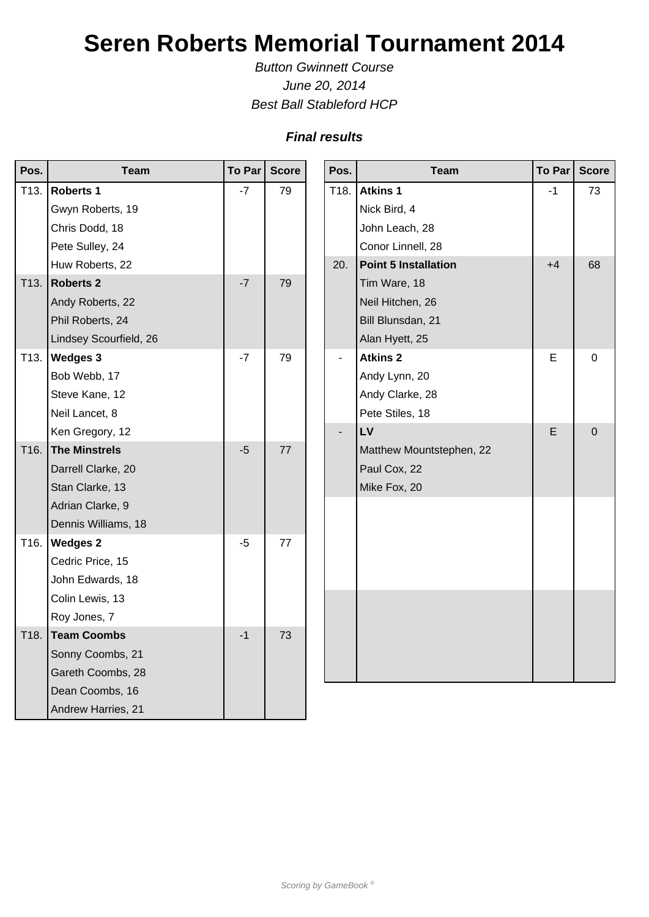# Seren Roberts Memorial Tournament 2014

*Button Gwinnett Course*

*June 20, 2014*

*Best Ball Stableford HCP*

***Final results***

| Pos. | Team | To Par | Score |
|---|---|---|---|
| T13. | **Roberts 1** | -7 | 79 |
| | Gwyn Roberts, 19 | | |
| | Chris Dodd, 18 | | |
| | Pete Sulley, 24 | | |
| | Huw Roberts, 22 | | |
| T13. | **Roberts 2** | -7 | 79 |
| | Andy Roberts, 22 | | |
| | Phil Roberts, 24 | | |
| | Lindsey Scourfield, 26 | | |
| T13. | **Wedges 3** | -7 | 79 |
| | Bob Webb, 17 | | |
| | Steve Kane, 12 | | |
| | Neil Lancet, 8 | | |
| | Ken Gregory, 12 | | |
| T16. | **The Minstrels** | -5 | 77 |
| | Darrell Clarke, 20 | | |
| | Stan Clarke, 13 | | |
| | Adrian Clarke, 9 | | |
| | Dennis Williams, 18 | | |
| T16. | **Wedges 2** | -5 | 77 |
| | Cedric Price, 15 | | |
| | John Edwards, 18 | | |
| | Colin Lewis, 13 | | |
| | Roy Jones, 7 | | |
| T18. | **Team Coombs** | -1 | 73 |
| | Sonny Coombs, 21 | | |
| | Gareth Coombs, 28 | | |
| | Dean Coombs, 16 | | |
| | Andrew Harries, 21 | | |
| T18. | **Atkins 1** | -1 | 73 |
| | Nick Bird, 4 | | |
| | John Leach, 28 | | |
| | Conor Linnell, 28 | | |
| 20. | **Point 5 Installation** | +4 | 68 |
| | Tim Ware, 18 | | |
| | Neil Hitchen, 26 | | |
| | Bill Blunsdan, 21 | | |
| | Alan Hyett, 25 | | |
| - | **Atkins 2** | E | 0 |
| | Andy Lynn, 20 | | |
| | Andy Clarke, 28 | | |
| | Pete Stiles, 18 | | |
| - | **LV** | E | 0 |
| | Matthew Mountstephen, 22 | | |
| | Paul Cox, 22 | | |
| | Mike Fox, 20 | | |

*Scoring by GameBook ®*